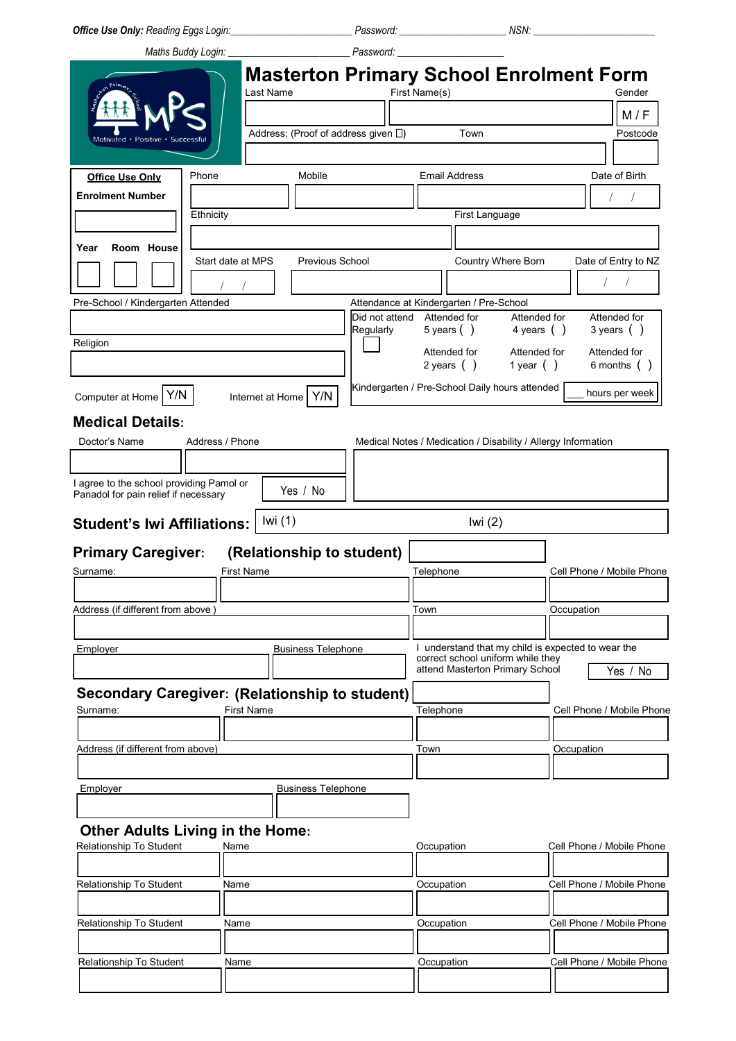***Office Use Only:*** *Reading Eggs Login:_____________________ Password: __________________ NSN: ____________________*

*Maths Buddy Login: ____________________ Password: __________________*

Motivated • Positive • Successful

# Masterton Primary School Enrolment Form

| Last Name | First Name(s) | Gender |
|---|---|---|
| | | M / F |

| Address: (Proof of address given ☐) | Town | Postcode |
|---|---|---|
| | | |

**Office Use Only**

**Enrolment Number**

**Year Room House**

| Phone | Mobile | Email Address | Date of Birth |
|---|---|---|---|
| | | | / / |

| Ethnicity | First Language |
|---|---|
| | |

| Start date at MPS | Previous School | Country Where Born | Date of Entry to NZ |
|---|---|---|---|
| / / | | | / / |

Pre-School / Kindergarten Attended

Religion

Attendance at Kindergarten / Pre-School

| Did not attend Regularly ☐ | Attended for 5 years ( ) | Attended for 4 years ( ) | Attended for 3 years ( ) |
|---|---|---|---|
| | Attended for 2 years ( ) | Attended for 1 year ( ) | Attended for 6 months ( ) |

Computer at Home Y/N  Internet at Home Y/N

Kindergarten / Pre-School Daily hours attended ___ hours per week

## Medical Details:

| Doctor's Name | Address / Phone | Medical Notes / Medication / Disability / Allergy Information |
|---|---|---|
| | | |

I agree to the school providing Pamol or Panadol for pain relief if necessary  Yes / No

## Student's Iwi Affiliations: Iwi (1) Iwi (2)

## Primary Caregiver: (Relationship to student)

| Surname: | First Name | Telephone | Cell Phone / Mobile Phone |
|---|---|---|---|
| | | | |

| Address (if different from above ) | Town | Occupation |
|---|---|---|
| | | |

| Employer | Business Telephone |
|---|---|
| | |

I understand that my child is expected to wear the correct school uniform while they attend Masterton Primary School  Yes / No

## Secondary Caregiver: (Relationship to student)

| Surname: | First Name | Telephone | Cell Phone / Mobile Phone |
|---|---|---|---|
| | | | |

| Address (if different from above) | Town | Occupation |
|---|---|---|
| | | |

| Employer | Business Telephone |
|---|---|
| | |

## Other Adults Living in the Home:

| Relationship To Student | Name | Occupation | Cell Phone / Mobile Phone |
|---|---|---|---|
| | | | |
| Relationship To Student | Name | Occupation | Cell Phone / Mobile Phone |
| | | | |
| Relationship To Student | Name | Occupation | Cell Phone / Mobile Phone |
| | | | |
| Relationship To Student | Name | Occupation | Cell Phone / Mobile Phone |
| | | | |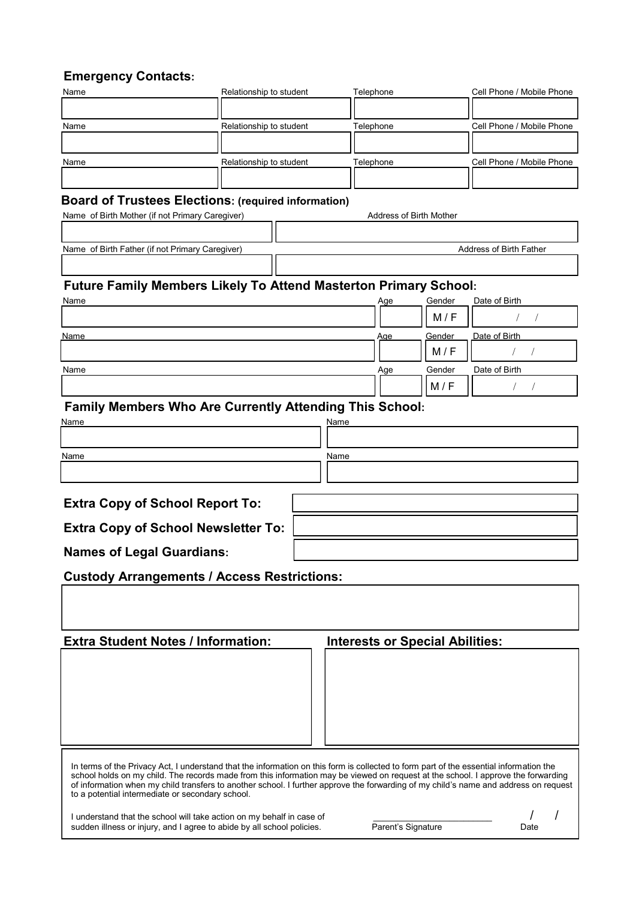## Emergency Contacts:

| Name | Relationship to student | Telephone | Cell Phone / Mobile Phone |
|---|---|---|---|
| | | | |

| Name | Relationship to student | Telephone | Cell Phone / Mobile Phone |
|---|---|---|---|
| | | | |

| Name | Relationship to student | Telephone | Cell Phone / Mobile Phone |
|---|---|---|---|
| | | | |

## Board of Trustees Elections: (required information)

| Name of Birth Mother (if not Primary Caregiver) | Address of Birth Mother |
|---|---|
| | |

| Name of Birth Father (if not Primary Caregiver) | Address of Birth Father |
|---|---|
| | |

## Future Family Members Likely To Attend Masterton Primary School:

| Name | Age | Gender | Date of Birth |
|---|---|---|---|
| | | M / F | / / |

| Name | Age | Gender | Date of Birth |
|---|---|---|---|
| | | M / F | / / |

| Name | Age | Gender | Date of Birth |
|---|---|---|---|
| | | M / F | / / |

## Family Members Who Are Currently Attending This School:

| Name | Name |
|---|---|
| | |

| Name | Name |
|---|---|
| | |

**Extra Copy of School Report To:**

**Extra Copy of School Newsletter To:**

**Names of Legal Guardians:**

## Custody Arrangements / Access Restrictions:

## Extra Student Notes / Information:

## Interests or Special Abilities:

In terms of the Privacy Act, I understand that the information on this form is collected to form part of the essential information the school holds on my child. The records made from this information may be viewed on request at the school. I approve the forwarding of information when my child transfers to another school. I further approve the forwarding of my child's name and address on request to a potential intermediate or secondary school.

I understand that the school will take action on my behalf in case of sudden illness or injury, and I agree to abide by all school policies.

\_\_\_\_\_\_\_\_\_\_\_\_\_\_\_\_\_\_\_\_\_\_\_\_ Parent's Signature

/ / Date